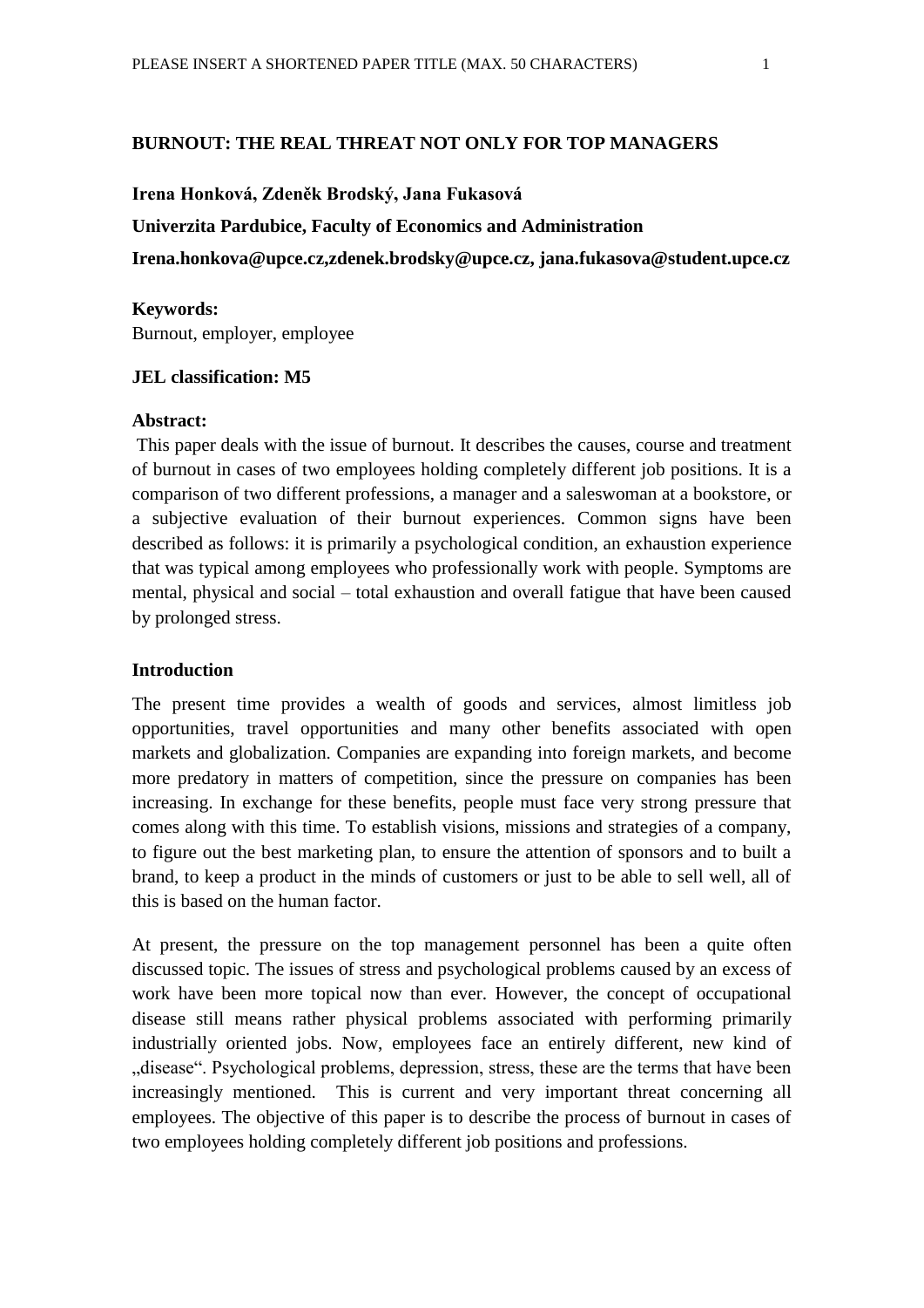# BURNOUT: THE REAL THREAT NOT ONLY FOR TOP MANAGERS

**Irena Honková, Zdeněk Brodský, Jana Fukasová**

**Univerzita Pardubice, Faculty of Economics and Administration**

**Irena.honkova@upce.cz,zdenek.brodsky@upce.cz, jana.fukasova@student.upce.cz**

**Keywords:**
Burnout, employer, employee

**JEL classification: M5**

**Abstract:**
This paper deals with the issue of burnout. It describes the causes, course and treatment of burnout in cases of two employees holding completely different job positions. It is a comparison of two different professions, a manager and a saleswoman at a bookstore, or a subjective evaluation of their burnout experiences. Common signs have been described as follows: it is primarily a psychological condition, an exhaustion experience that was typical among employees who professionally work with people. Symptoms are mental, physical and social – total exhaustion and overall fatigue that have been caused by prolonged stress.

## Introduction

The present time provides a wealth of goods and services, almost limitless job opportunities, travel opportunities and many other benefits associated with open markets and globalization. Companies are expanding into foreign markets, and become more predatory in matters of competition, since the pressure on companies has been increasing. In exchange for these benefits, people must face very strong pressure that comes along with this time. To establish visions, missions and strategies of a company, to figure out the best marketing plan, to ensure the attention of sponsors and to built a brand, to keep a product in the minds of customers or just to be able to sell well, all of this is based on the human factor.

At present, the pressure on the top management personnel has been a quite often discussed topic. The issues of stress and psychological problems caused by an excess of work have been more topical now than ever. However, the concept of occupational disease still means rather physical problems associated with performing primarily industrially oriented jobs. Now, employees face an entirely different, new kind of „disease". Psychological problems, depression, stress, these are the terms that have been increasingly mentioned. This is current and very important threat concerning all employees. The objective of this paper is to describe the process of burnout in cases of two employees holding completely different job positions and professions.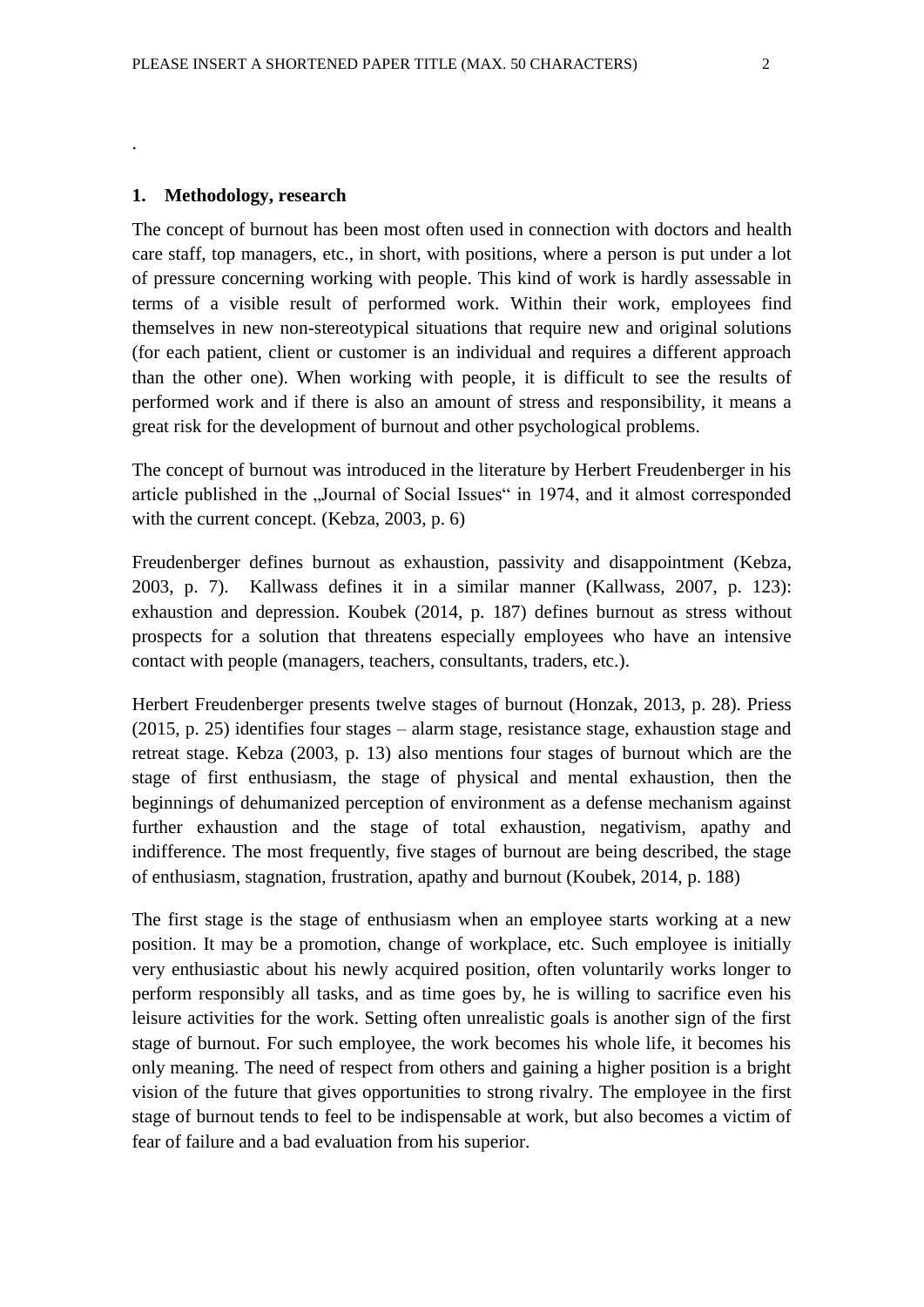.

## 1. Methodology, research

The concept of burnout has been most often used in connection with doctors and health care staff, top managers, etc., in short, with positions, where a person is put under a lot of pressure concerning working with people. This kind of work is hardly assessable in terms of a visible result of performed work. Within their work, employees find themselves in new non-stereotypical situations that require new and original solutions (for each patient, client or customer is an individual and requires a different approach than the other one). When working with people, it is difficult to see the results of performed work and if there is also an amount of stress and responsibility, it means a great risk for the development of burnout and other psychological problems.

The concept of burnout was introduced in the literature by Herbert Freudenberger in his article published in the „Journal of Social Issues" in 1974, and it almost corresponded with the current concept. (Kebza, 2003, p. 6)

Freudenberger defines burnout as exhaustion, passivity and disappointment (Kebza, 2003, p. 7). Kallwass defines it in a similar manner (Kallwass, 2007, p. 123): exhaustion and depression. Koubek (2014, p. 187) defines burnout as stress without prospects for a solution that threatens especially employees who have an intensive contact with people (managers, teachers, consultants, traders, etc.).

Herbert Freudenberger presents twelve stages of burnout (Honzak, 2013, p. 28). Priess (2015, p. 25) identifies four stages – alarm stage, resistance stage, exhaustion stage and retreat stage. Kebza (2003, p. 13) also mentions four stages of burnout which are the stage of first enthusiasm, the stage of physical and mental exhaustion, then the beginnings of dehumanized perception of environment as a defense mechanism against further exhaustion and the stage of total exhaustion, negativism, apathy and indifference. The most frequently, five stages of burnout are being described, the stage of enthusiasm, stagnation, frustration, apathy and burnout (Koubek, 2014, p. 188)

The first stage is the stage of enthusiasm when an employee starts working at a new position. It may be a promotion, change of workplace, etc. Such employee is initially very enthusiastic about his newly acquired position, often voluntarily works longer to perform responsibly all tasks, and as time goes by, he is willing to sacrifice even his leisure activities for the work. Setting often unrealistic goals is another sign of the first stage of burnout. For such employee, the work becomes his whole life, it becomes his only meaning. The need of respect from others and gaining a higher position is a bright vision of the future that gives opportunities to strong rivalry. The employee in the first stage of burnout tends to feel to be indispensable at work, but also becomes a victim of fear of failure and a bad evaluation from his superior.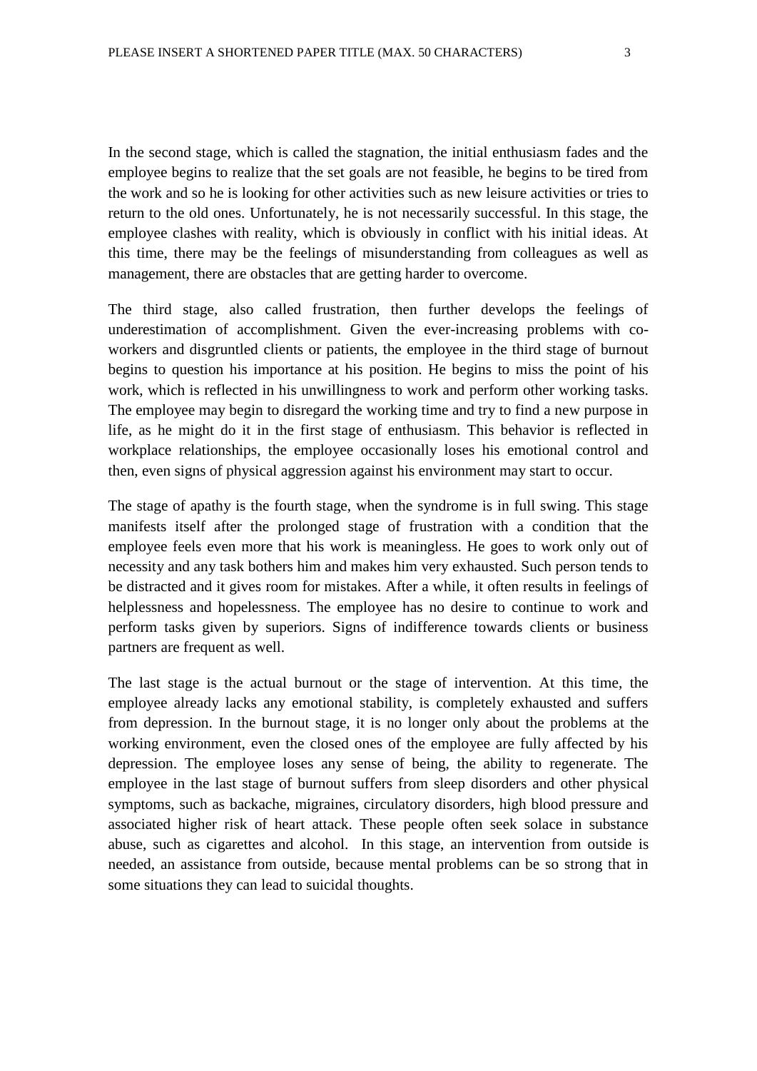In the second stage, which is called the stagnation, the initial enthusiasm fades and the employee begins to realize that the set goals are not feasible, he begins to be tired from the work and so he is looking for other activities such as new leisure activities or tries to return to the old ones. Unfortunately, he is not necessarily successful. In this stage, the employee clashes with reality, which is obviously in conflict with his initial ideas. At this time, there may be the feelings of misunderstanding from colleagues as well as management, there are obstacles that are getting harder to overcome.

The third stage, also called frustration, then further develops the feelings of underestimation of accomplishment. Given the ever-increasing problems with co-workers and disgruntled clients or patients, the employee in the third stage of burnout begins to question his importance at his position. He begins to miss the point of his work, which is reflected in his unwillingness to work and perform other working tasks. The employee may begin to disregard the working time and try to find a new purpose in life, as he might do it in the first stage of enthusiasm. This behavior is reflected in workplace relationships, the employee occasionally loses his emotional control and then, even signs of physical aggression against his environment may start to occur.

The stage of apathy is the fourth stage, when the syndrome is in full swing. This stage manifests itself after the prolonged stage of frustration with a condition that the employee feels even more that his work is meaningless. He goes to work only out of necessity and any task bothers him and makes him very exhausted. Such person tends to be distracted and it gives room for mistakes. After a while, it often results in feelings of helplessness and hopelessness. The employee has no desire to continue to work and perform tasks given by superiors. Signs of indifference towards clients or business partners are frequent as well.

The last stage is the actual burnout or the stage of intervention. At this time, the employee already lacks any emotional stability, is completely exhausted and suffers from depression. In the burnout stage, it is no longer only about the problems at the working environment, even the closed ones of the employee are fully affected by his depression. The employee loses any sense of being, the ability to regenerate. The employee in the last stage of burnout suffers from sleep disorders and other physical symptoms, such as backache, migraines, circulatory disorders, high blood pressure and associated higher risk of heart attack. These people often seek solace in substance abuse, such as cigarettes and alcohol. In this stage, an intervention from outside is needed, an assistance from outside, because mental problems can be so strong that in some situations they can lead to suicidal thoughts.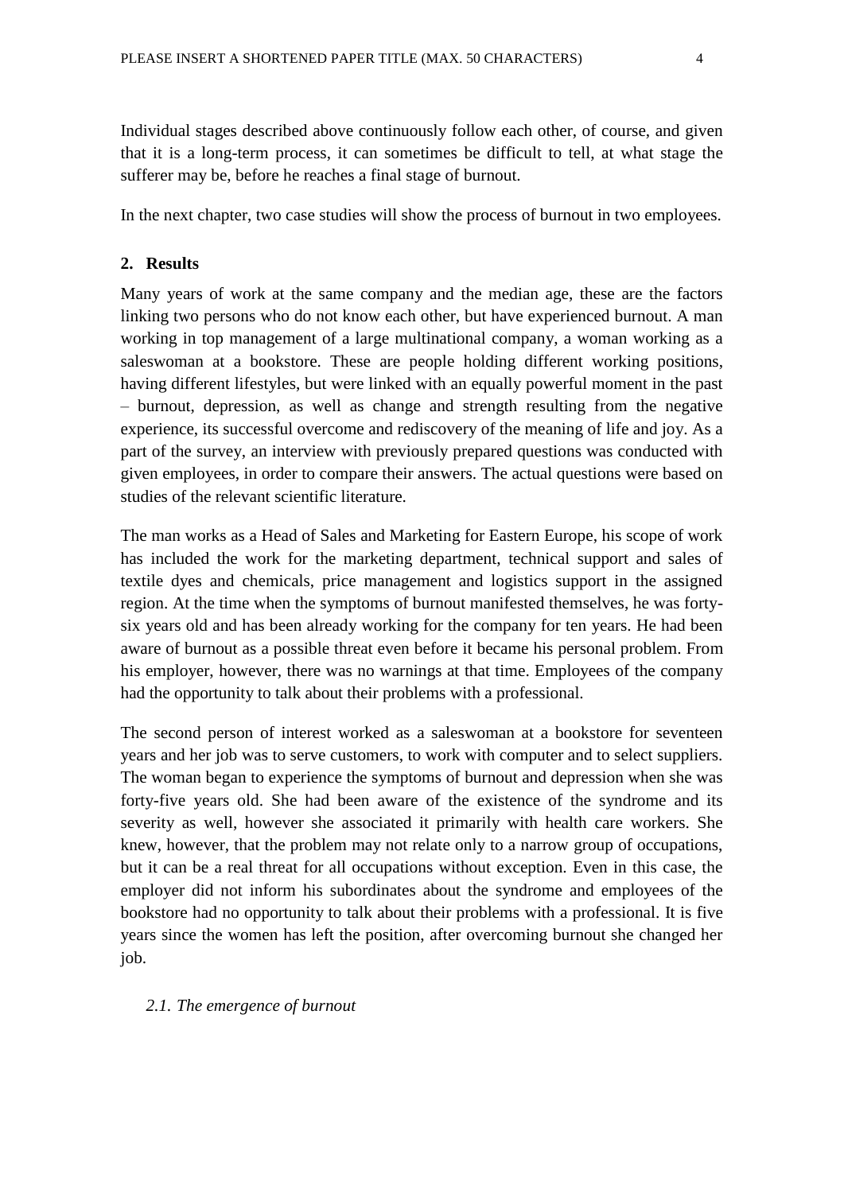Individual stages described above continuously follow each other, of course, and given that it is a long-term process, it can sometimes be difficult to tell, at what stage the sufferer may be, before he reaches a final stage of burnout.

In the next chapter, two case studies will show the process of burnout in two employees.

## 2. Results

Many years of work at the same company and the median age, these are the factors linking two persons who do not know each other, but have experienced burnout. A man working in top management of a large multinational company, a woman working as a saleswoman at a bookstore. These are people holding different working positions, having different lifestyles, but were linked with an equally powerful moment in the past – burnout, depression, as well as change and strength resulting from the negative experience, its successful overcome and rediscovery of the meaning of life and joy. As a part of the survey, an interview with previously prepared questions was conducted with given employees, in order to compare their answers. The actual questions were based on studies of the relevant scientific literature.

The man works as a Head of Sales and Marketing for Eastern Europe, his scope of work has included the work for the marketing department, technical support and sales of textile dyes and chemicals, price management and logistics support in the assigned region. At the time when the symptoms of burnout manifested themselves, he was forty-six years old and has been already working for the company for ten years. He had been aware of burnout as a possible threat even before it became his personal problem. From his employer, however, there was no warnings at that time. Employees of the company had the opportunity to talk about their problems with a professional.

The second person of interest worked as a saleswoman at a bookstore for seventeen years and her job was to serve customers, to work with computer and to select suppliers. The woman began to experience the symptoms of burnout and depression when she was forty-five years old. She had been aware of the existence of the syndrome and its severity as well, however she associated it primarily with health care workers. She knew, however, that the problem may not relate only to a narrow group of occupations, but it can be a real threat for all occupations without exception. Even in this case, the employer did not inform his subordinates about the syndrome and employees of the bookstore had no opportunity to talk about their problems with a professional. It is five years since the women has left the position, after overcoming burnout she changed her job.

### *2.1. The emergence of burnout*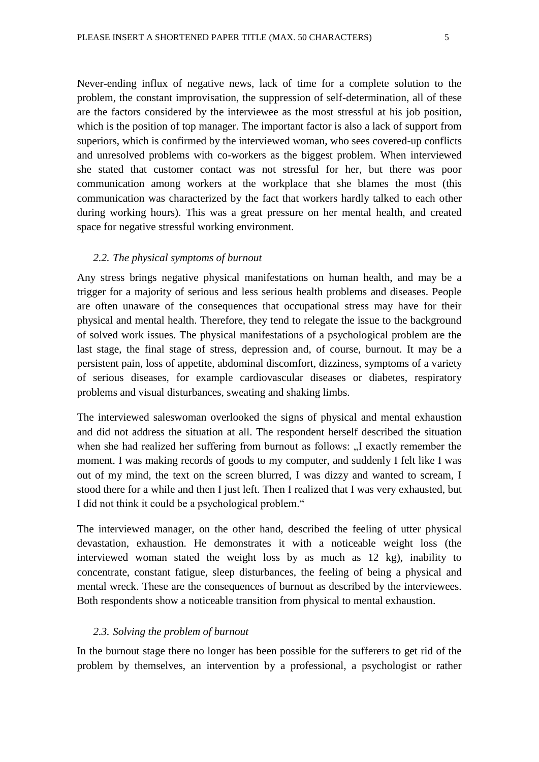Never-ending influx of negative news, lack of time for a complete solution to the problem, the constant improvisation, the suppression of self-determination, all of these are the factors considered by the interviewee as the most stressful at his job position, which is the position of top manager. The important factor is also a lack of support from superiors, which is confirmed by the interviewed woman, who sees covered-up conflicts and unresolved problems with co-workers as the biggest problem. When interviewed she stated that customer contact was not stressful for her, but there was poor communication among workers at the workplace that she blames the most (this communication was characterized by the fact that workers hardly talked to each other during working hours). This was a great pressure on her mental health, and created space for negative stressful working environment.

### *2.2. The physical symptoms of burnout*

Any stress brings negative physical manifestations on human health, and may be a trigger for a majority of serious and less serious health problems and diseases. People are often unaware of the consequences that occupational stress may have for their physical and mental health. Therefore, they tend to relegate the issue to the background of solved work issues. The physical manifestations of a psychological problem are the last stage, the final stage of stress, depression and, of course, burnout. It may be a persistent pain, loss of appetite, abdominal discomfort, dizziness, symptoms of a variety of serious diseases, for example cardiovascular diseases or diabetes, respiratory problems and visual disturbances, sweating and shaking limbs.

The interviewed saleswoman overlooked the signs of physical and mental exhaustion and did not address the situation at all. The respondent herself described the situation when she had realized her suffering from burnout as follows: „I exactly remember the moment. I was making records of goods to my computer, and suddenly I felt like I was out of my mind, the text on the screen blurred, I was dizzy and wanted to scream, I stood there for a while and then I just left. Then I realized that I was very exhausted, but I did not think it could be a psychological problem."

The interviewed manager, on the other hand, described the feeling of utter physical devastation, exhaustion. He demonstrates it with a noticeable weight loss (the interviewed woman stated the weight loss by as much as 12 kg), inability to concentrate, constant fatigue, sleep disturbances, the feeling of being a physical and mental wreck. These are the consequences of burnout as described by the interviewees. Both respondents show a noticeable transition from physical to mental exhaustion.

### *2.3. Solving the problem of burnout*

In the burnout stage there no longer has been possible for the sufferers to get rid of the problem by themselves, an intervention by a professional, a psychologist or rather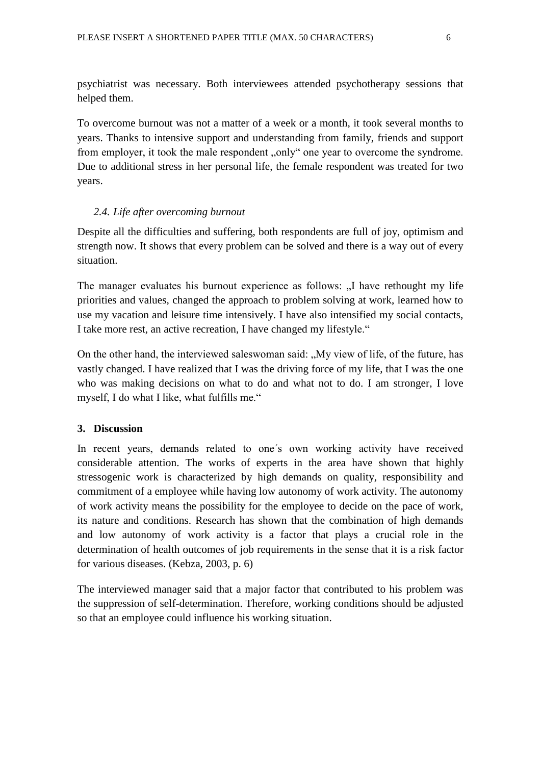psychiatrist was necessary. Both interviewees attended psychotherapy sessions that helped them.

To overcome burnout was not a matter of a week or a month, it took several months to years. Thanks to intensive support and understanding from family, friends and support from employer, it took the male respondent „only“ one year to overcome the syndrome. Due to additional stress in her personal life, the female respondent was treated for two years.

### *2.4. Life after overcoming burnout*

Despite all the difficulties and suffering, both respondents are full of joy, optimism and strength now. It shows that every problem can be solved and there is a way out of every situation.

The manager evaluates his burnout experience as follows: „I have rethought my life priorities and values, changed the approach to problem solving at work, learned how to use my vacation and leisure time intensively. I have also intensified my social contacts, I take more rest, an active recreation, I have changed my lifestyle.“

On the other hand, the interviewed saleswoman said: „My view of life, of the future, has vastly changed. I have realized that I was the driving force of my life, that I was the one who was making decisions on what to do and what not to do. I am stronger, I love myself, I do what I like, what fulfills me.“

## 3. Discussion

In recent years, demands related to one´s own working activity have received considerable attention. The works of experts in the area have shown that highly stressogenic work is characterized by high demands on quality, responsibility and commitment of a employee while having low autonomy of work activity. The autonomy of work activity means the possibility for the employee to decide on the pace of work, its nature and conditions. Research has shown that the combination of high demands and low autonomy of work activity is a factor that plays a crucial role in the determination of health outcomes of job requirements in the sense that it is a risk factor for various diseases. (Kebza, 2003, p. 6)

The interviewed manager said that a major factor that contributed to his problem was the suppression of self-determination. Therefore, working conditions should be adjusted so that an employee could influence his working situation.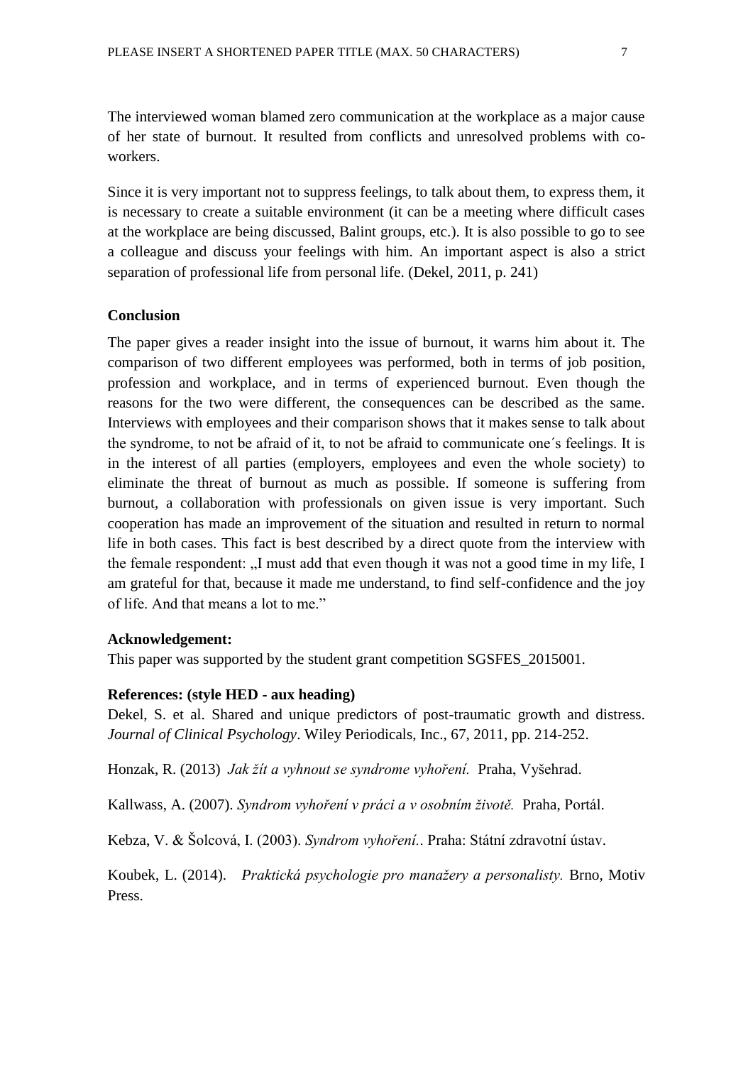The interviewed woman blamed zero communication at the workplace as a major cause of her state of burnout. It resulted from conflicts and unresolved problems with co-workers.

Since it is very important not to suppress feelings, to talk about them, to express them, it is necessary to create a suitable environment (it can be a meeting where difficult cases at the workplace are being discussed, Balint groups, etc.). It is also possible to go to see a colleague and discuss your feelings with him. An important aspect is also a strict separation of professional life from personal life. (Dekel, 2011, p. 241)

**Conclusion**

The paper gives a reader insight into the issue of burnout, it warns him about it. The comparison of two different employees was performed, both in terms of job position, profession and workplace, and in terms of experienced burnout. Even though the reasons for the two were different, the consequences can be described as the same. Interviews with employees and their comparison shows that it makes sense to talk about the syndrome, to not be afraid of it, to not be afraid to communicate one´s feelings. It is in the interest of all parties (employers, employees and even the whole society) to eliminate the threat of burnout as much as possible. If someone is suffering from burnout, a collaboration with professionals on given issue is very important. Such cooperation has made an improvement of the situation and resulted in return to normal life in both cases. This fact is best described by a direct quote from the interview with the female respondent: „I must add that even though it was not a good time in my life, I am grateful for that, because it made me understand, to find self-confidence and the joy of life. And that means a lot to me."

**Acknowledgement:**

This paper was supported by the student grant competition SGSFES_2015001.

**References: (style HED - aux heading)**

Dekel, S. et al. Shared and unique predictors of post-traumatic growth and distress. *Journal of Clinical Psychology*. Wiley Periodicals, Inc., 67, 2011, pp. 214-252.

Honzak, R. (2013) *Jak žít a vyhnout se syndrome vyhoření.* Praha, Vyšehrad.

Kallwass, A. (2007). *Syndrom vyhoření v práci a v osobním životě.* Praha, Portál.

Kebza, V. & Šolcová, I. (2003). *Syndrom vyhoření.*. Praha: Státní zdravotní ústav.

Koubek, L. (2014). *Praktická psychologie pro manažery a personalisty.* Brno, Motiv Press.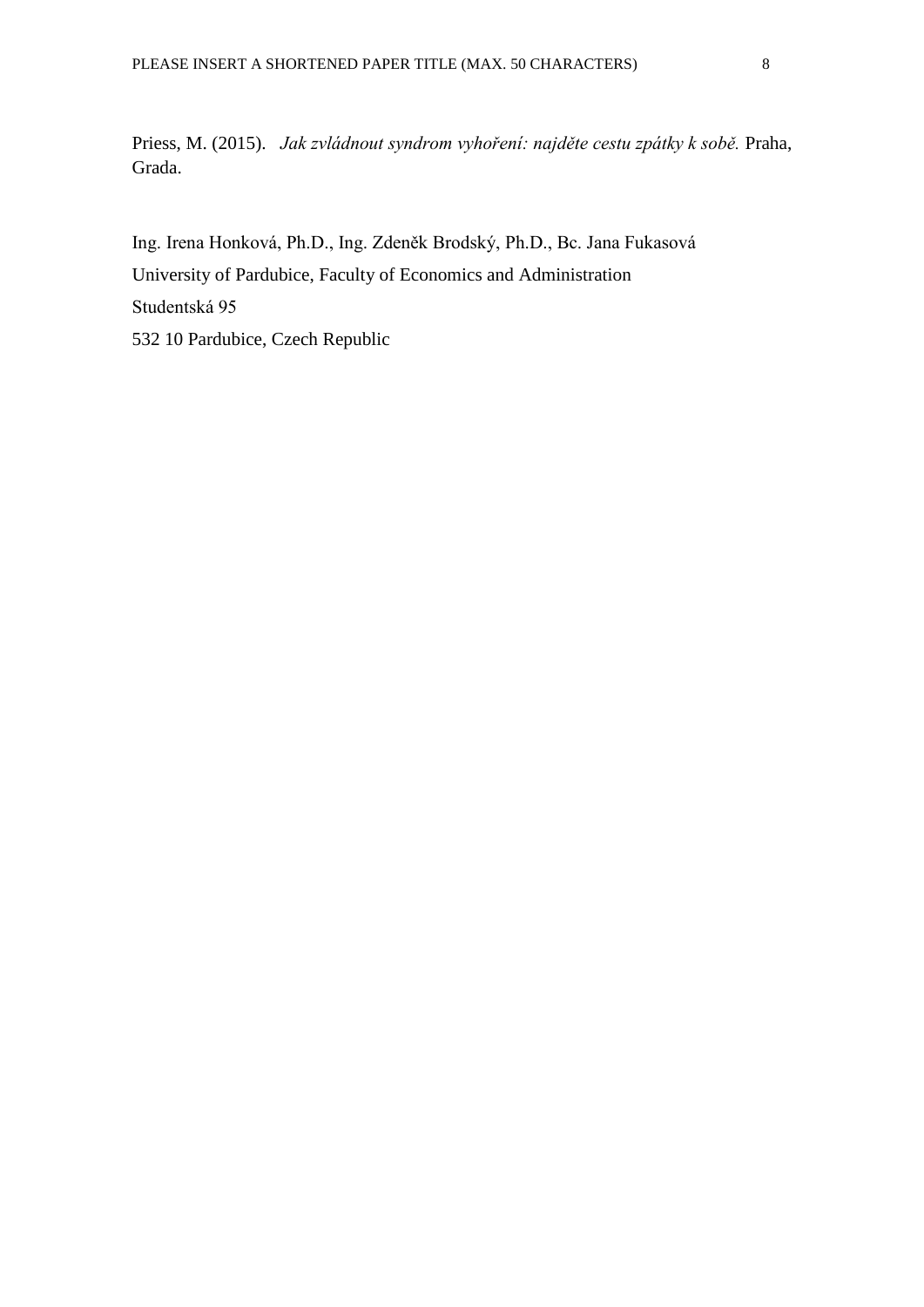Priess, M. (2015). *Jak zvládnout syndrom vyhoření: najděte cestu zpátky k sobě.* Praha, Grada.

Ing. Irena Honková, Ph.D., Ing. Zdeněk Brodský, Ph.D., Bc. Jana Fukasová

University of Pardubice, Faculty of Economics and Administration

Studentská 95

532 10 Pardubice, Czech Republic